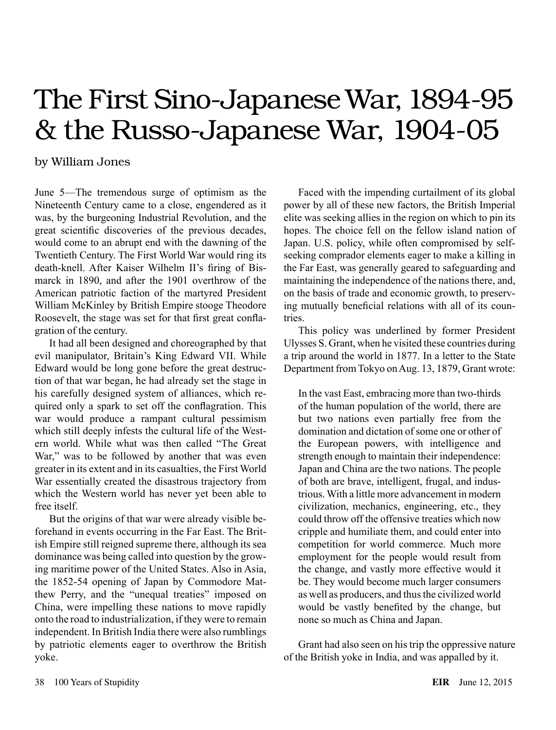# The First Sino-Japanese War, 1894-95 & the Russo-Japanese War, 1904-05

by William Jones

June 5—The tremendous surge of optimism as the Nineteenth Century came to a close, engendered as it was, by the burgeoning Industrial Revolution, and the great scientific discoveries of the previous decades, would come to an abrupt end with the dawning of the Twentieth Century. The First World War would ring its death-knell. After Kaiser Wilhelm II's firing of Bismarck in 1890, and after the 1901 overthrow of the American patriotic faction of the martyred President William McKinley by British Empire stooge Theodore Roosevelt, the stage was set for that first great conflagration of the century.

It had all been designed and choreographed by that evil manipulator, Britain's King Edward VII. While Edward would be long gone before the great destruction of that war began, he had already set the stage in his carefully designed system of alliances, which required only a spark to set off the conflagration. This war would produce a rampant cultural pessimism which still deeply infests the cultural life of the Western world. While what was then called "The Great War," was to be followed by another that was even greater in its extent and in its casualties, the First World War essentially created the disastrous trajectory from which the Western world has never yet been able to free itself.

But the origins of that war were already visible beforehand in events occurring in the Far East. The British Empire still reigned supreme there, although its sea dominance was being called into question by the growing maritime power of the United States. Also in Asia, the 1852-54 opening of Japan by Commodore Matthew Perry, and the "unequal treaties" imposed on China, were impelling these nations to move rapidly onto the road to industrialization, if they were to remain independent. In British India there were also rumblings by patriotic elements eager to overthrow the British yoke.

Faced with the impending curtailment of its global power by all of these new factors, the British Imperial elite was seeking allies in the region on which to pin its hopes. The choice fell on the fellow island nation of Japan. U.S. policy, while often compromised by self-seeking comprador elements eager to make a killing in the Far East, was generally geared to safeguarding and maintaining the independence of the nations there, and, on the basis of trade and economic growth, to preserving mutually beneficial relations with all of its countries.

This policy was underlined by former President Ulysses S. Grant, when he visited these countries during a trip around the world in 1877. In a letter to the State Department from Tokyo on Aug. 13, 1879, Grant wrote:

> In the vast East, embracing more than two-thirds of the human population of the world, there are but two nations even partially free from the domination and dictation of some one or other of the European powers, with intelligence and strength enough to maintain their independence: Japan and China are the two nations. The people of both are brave, intelligent, frugal, and industrious. With a little more advancement in modern civilization, mechanics, engineering, etc., they could throw off the offensive treaties which now cripple and humiliate them, and could enter into competition for world commerce. Much more employment for the people would result from the change, and vastly more effective would it be. They would become much larger consumers as well as producers, and thus the civilized world would be vastly benefited by the change, but none so much as China and Japan.

Grant had also seen on his trip the oppressive nature of the British yoke in India, and was appalled by it.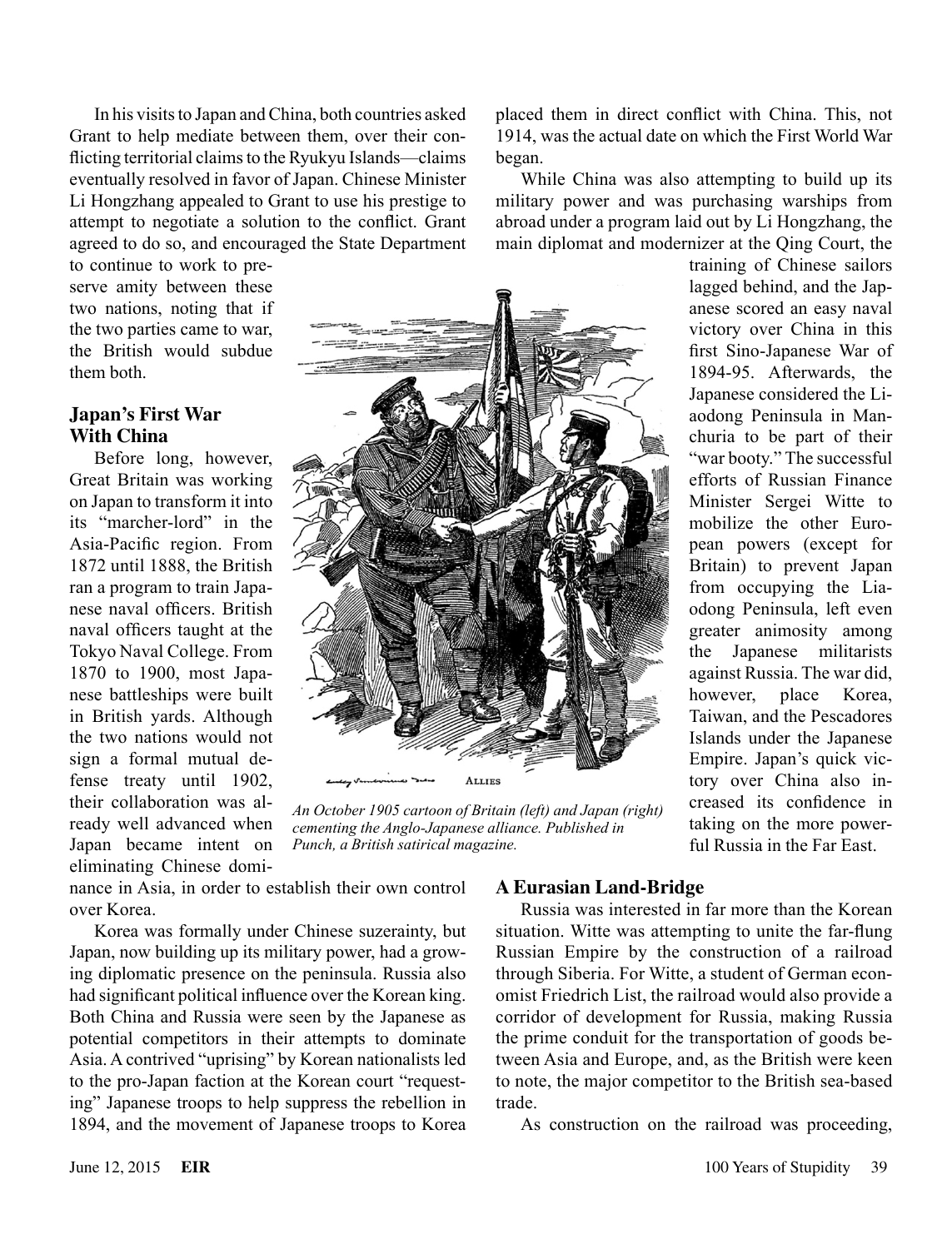In his visits to Japan and China, both countries asked Grant to help mediate between them, over their conflicting territorial claims to the Ryukyu Islands—claims eventually resolved in favor of Japan. Chinese Minister Li Hongzhang appealed to Grant to use his prestige to attempt to negotiate a solution to the conflict. Grant agreed to do so, and encouraged the State Department to continue to work to preserve amity between these two nations, noting that if the two parties came to war, the British would subdue them both.

## Japan's First War With China

Before long, however, Great Britain was working on Japan to transform it into its "marcher-lord" in the Asia-Pacific region. From 1872 until 1888, the British ran a program to train Japanese naval officers. British naval officers taught at the Tokyo Naval College. From 1870 to 1900, most Japanese battleships were built in British yards. Although the two nations would not sign a formal mutual defense treaty until 1902, their collaboration was already well advanced when Japan became intent on eliminating Chinese dominance in Asia, in order to establish their own control over Korea.

Korea was formally under Chinese suzerainty, but Japan, now building up its military power, had a growing diplomatic presence on the peninsula. Russia also had significant political influence over the Korean king. Both China and Russia were seen by the Japanese as potential competitors in their attempts to dominate Asia. A contrived "uprising" by Korean nationalists led to the pro-Japan faction at the Korean court "requesting" Japanese troops to help suppress the rebellion in 1894, and the movement of Japanese troops to Korea placed them in direct conflict with China. This, not 1914, was the actual date on which the First World War began.

*An October 1905 cartoon of Britain (left) and Japan (right) cementing the Anglo-Japanese alliance. Published in Punch, a British satirical magazine.*

While China was also attempting to build up its military power and was purchasing warships from abroad under a program laid out by Li Hongzhang, the main diplomat and modernizer at the Qing Court, the training of Chinese sailors lagged behind, and the Japanese scored an easy naval victory over China in this first Sino-Japanese War of 1894-95. Afterwards, the Japanese considered the Liaodong Peninsula in Manchuria to be part of their "war booty." The successful efforts of Russian Finance Minister Sergei Witte to mobilize the other European powers (except for Britain) to prevent Japan from occupying the Liaodong Peninsula, left even greater animosity among the Japanese militarists against Russia. The war did, however, place Korea, Taiwan, and the Pescadores Islands under the Japanese Empire. Japan's quick victory over China also increased its confidence in taking on the more powerful Russia in the Far East.

## A Eurasian Land-Bridge

Russia was interested in far more than the Korean situation. Witte was attempting to unite the far-flung Russian Empire by the construction of a railroad through Siberia. For Witte, a student of German economist Friedrich List, the railroad would also provide a corridor of development for Russia, making Russia the prime conduit for the transportation of goods between Asia and Europe, and, as the British were keen to note, the major competitor to the British sea-based trade.

As construction on the railroad was proceeding,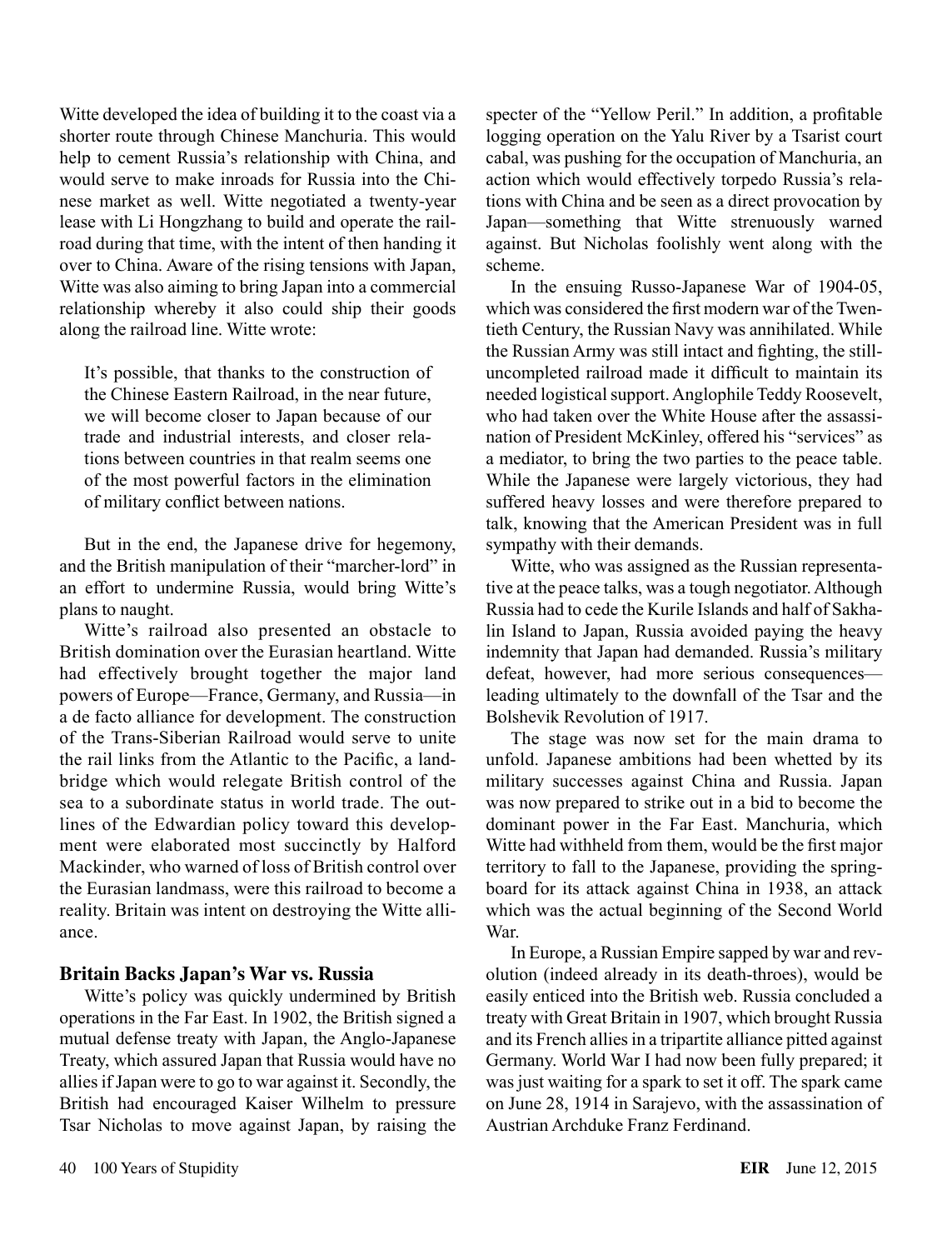Witte developed the idea of building it to the coast via a shorter route through Chinese Manchuria. This would help to cement Russia's relationship with China, and would serve to make inroads for Russia into the Chinese market as well. Witte negotiated a twenty-year lease with Li Hongzhang to build and operate the railroad during that time, with the intent of then handing it over to China. Aware of the rising tensions with Japan, Witte was also aiming to bring Japan into a commercial relationship whereby it also could ship their goods along the railroad line. Witte wrote:

> It's possible, that thanks to the construction of the Chinese Eastern Railroad, in the near future, we will become closer to Japan because of our trade and industrial interests, and closer relations between countries in that realm seems one of the most powerful factors in the elimination of military conflict between nations.

But in the end, the Japanese drive for hegemony, and the British manipulation of their "marcher-lord" in an effort to undermine Russia, would bring Witte's plans to naught.

Witte's railroad also presented an obstacle to British domination over the Eurasian heartland. Witte had effectively brought together the major land powers of Europe—France, Germany, and Russia—in a de facto alliance for development. The construction of the Trans-Siberian Railroad would serve to unite the rail links from the Atlantic to the Pacific, a land-bridge which would relegate British control of the sea to a subordinate status in world trade. The outlines of the Edwardian policy toward this development were elaborated most succinctly by Halford Mackinder, who warned of loss of British control over the Eurasian landmass, were this railroad to become a reality. Britain was intent on destroying the Witte alliance.

### Britain Backs Japan's War vs. Russia

Witte's policy was quickly undermined by British operations in the Far East. In 1902, the British signed a mutual defense treaty with Japan, the Anglo-Japanese Treaty, which assured Japan that Russia would have no allies if Japan were to go to war against it. Secondly, the British had encouraged Kaiser Wilhelm to pressure Tsar Nicholas to move against Japan, by raising the specter of the "Yellow Peril." In addition, a profitable logging operation on the Yalu River by a Tsarist court cabal, was pushing for the occupation of Manchuria, an action which would effectively torpedo Russia's relations with China and be seen as a direct provocation by Japan—something that Witte strenuously warned against. But Nicholas foolishly went along with the scheme.

In the ensuing Russo-Japanese War of 1904-05, which was considered the first modern war of the Twentieth Century, the Russian Navy was annihilated. While the Russian Army was still intact and fighting, the still-uncompleted railroad made it difficult to maintain its needed logistical support. Anglophile Teddy Roosevelt, who had taken over the White House after the assassination of President McKinley, offered his "services" as a mediator, to bring the two parties to the peace table. While the Japanese were largely victorious, they had suffered heavy losses and were therefore prepared to talk, knowing that the American President was in full sympathy with their demands.

Witte, who was assigned as the Russian representative at the peace talks, was a tough negotiator. Although Russia had to cede the Kurile Islands and half of Sakhalin Island to Japan, Russia avoided paying the heavy indemnity that Japan had demanded. Russia's military defeat, however, had more serious consequences—leading ultimately to the downfall of the Tsar and the Bolshevik Revolution of 1917.

The stage was now set for the main drama to unfold. Japanese ambitions had been whetted by its military successes against China and Russia. Japan was now prepared to strike out in a bid to become the dominant power in the Far East. Manchuria, which Witte had withheld from them, would be the first major territory to fall to the Japanese, providing the springboard for its attack against China in 1938, an attack which was the actual beginning of the Second World War.

In Europe, a Russian Empire sapped by war and revolution (indeed already in its death-throes), would be easily enticed into the British web. Russia concluded a treaty with Great Britain in 1907, which brought Russia and its French allies in a tripartite alliance pitted against Germany. World War I had now been fully prepared; it was just waiting for a spark to set it off. The spark came on June 28, 1914 in Sarajevo, with the assassination of Austrian Archduke Franz Ferdinand.